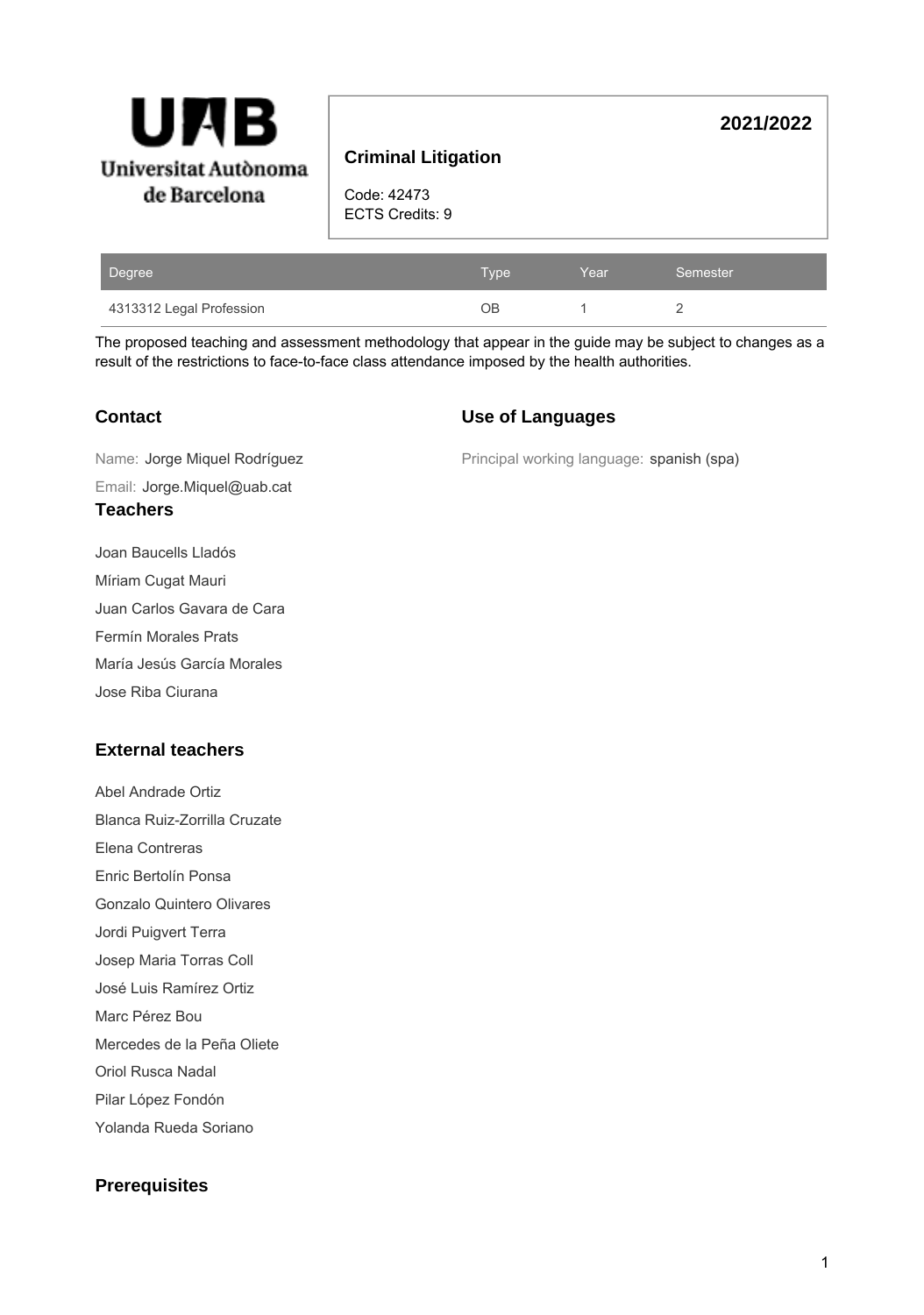**2021/2022**

## Criminal Litigation

Code: 42473
ECTS Credits: 9

| Degree | Type | Year | Semester |
|---|---|---|---|
| 4313312 Legal Profession | OB | 1 | 2 |

The proposed teaching and assessment methodology that appear in the guide may be subject to changes as a result of the restrictions to face-to-face class attendance imposed by the health authorities.

### Contact

Name: Jorge Miquel Rodríguez

Email: Jorge.Miquel@uab.cat

### Use of Languages

Principal working language: spanish (spa)

### Teachers

Joan Baucells Lladós

Míriam Cugat Mauri

Juan Carlos Gavara de Cara

Fermín Morales Prats

María Jesús García Morales

Jose Riba Ciurana

### External teachers

Abel Andrade Ortiz

Blanca Ruiz-Zorrilla Cruzate

Elena Contreras

Enric Bertolín Ponsa

Gonzalo Quintero Olivares

Jordi Puigvert Terra

Josep Maria Torras Coll

José Luis Ramírez Ortiz

Marc Pérez Bou

Mercedes de la Peña Oliete

Oriol Rusca Nadal

Pilar López Fondón

Yolanda Rueda Soriano

### Prerequisites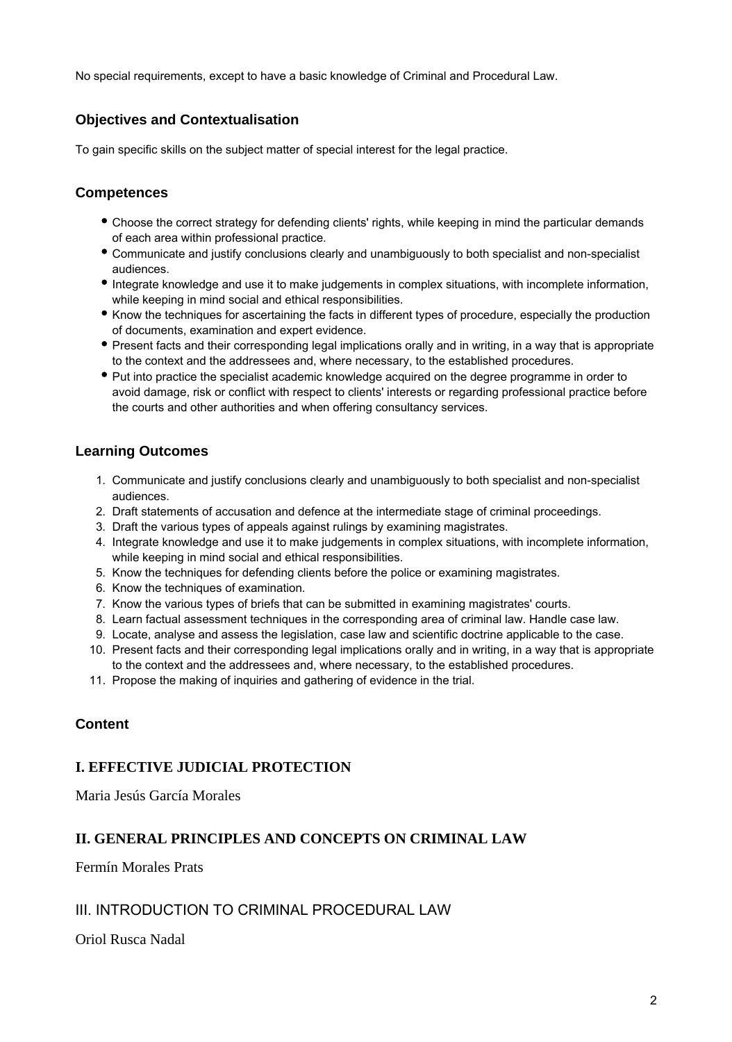No special requirements, except to have a basic knowledge of Criminal and Procedural Law.

## Objectives and Contextualisation

To gain specific skills on the subject matter of special interest for the legal practice.

## Competences

- Choose the correct strategy for defending clients' rights, while keeping in mind the particular demands of each area within professional practice.
- Communicate and justify conclusions clearly and unambiguously to both specialist and non-specialist audiences.
- Integrate knowledge and use it to make judgements in complex situations, with incomplete information, while keeping in mind social and ethical responsibilities.
- Know the techniques for ascertaining the facts in different types of procedure, especially the production of documents, examination and expert evidence.
- Present facts and their corresponding legal implications orally and in writing, in a way that is appropriate to the context and the addressees and, where necessary, to the established procedures.
- Put into practice the specialist academic knowledge acquired on the degree programme in order to avoid damage, risk or conflict with respect to clients' interests or regarding professional practice before the courts and other authorities and when offering consultancy services.

## Learning Outcomes

1. Communicate and justify conclusions clearly and unambiguously to both specialist and non-specialist audiences.
2. Draft statements of accusation and defence at the intermediate stage of criminal proceedings.
3. Draft the various types of appeals against rulings by examining magistrates.
4. Integrate knowledge and use it to make judgements in complex situations, with incomplete information, while keeping in mind social and ethical responsibilities.
5. Know the techniques for defending clients before the police or examining magistrates.
6. Know the techniques of examination.
7. Know the various types of briefs that can be submitted in examining magistrates' courts.
8. Learn factual assessment techniques in the corresponding area of criminal law. Handle case law.
9. Locate, analyse and assess the legislation, case law and scientific doctrine applicable to the case.
10. Present facts and their corresponding legal implications orally and in writing, in a way that is appropriate to the context and the addressees and, where necessary, to the established procedures.
11. Propose the making of inquiries and gathering of evidence in the trial.

## Content

### I. EFFECTIVE JUDICIAL PROTECTION

Maria Jesús García Morales

### II. GENERAL PRINCIPLES AND CONCEPTS ON CRIMINAL LAW

Fermín Morales Prats

### III. INTRODUCTION TO CRIMINAL PROCEDURAL LAW

Oriol Rusca Nadal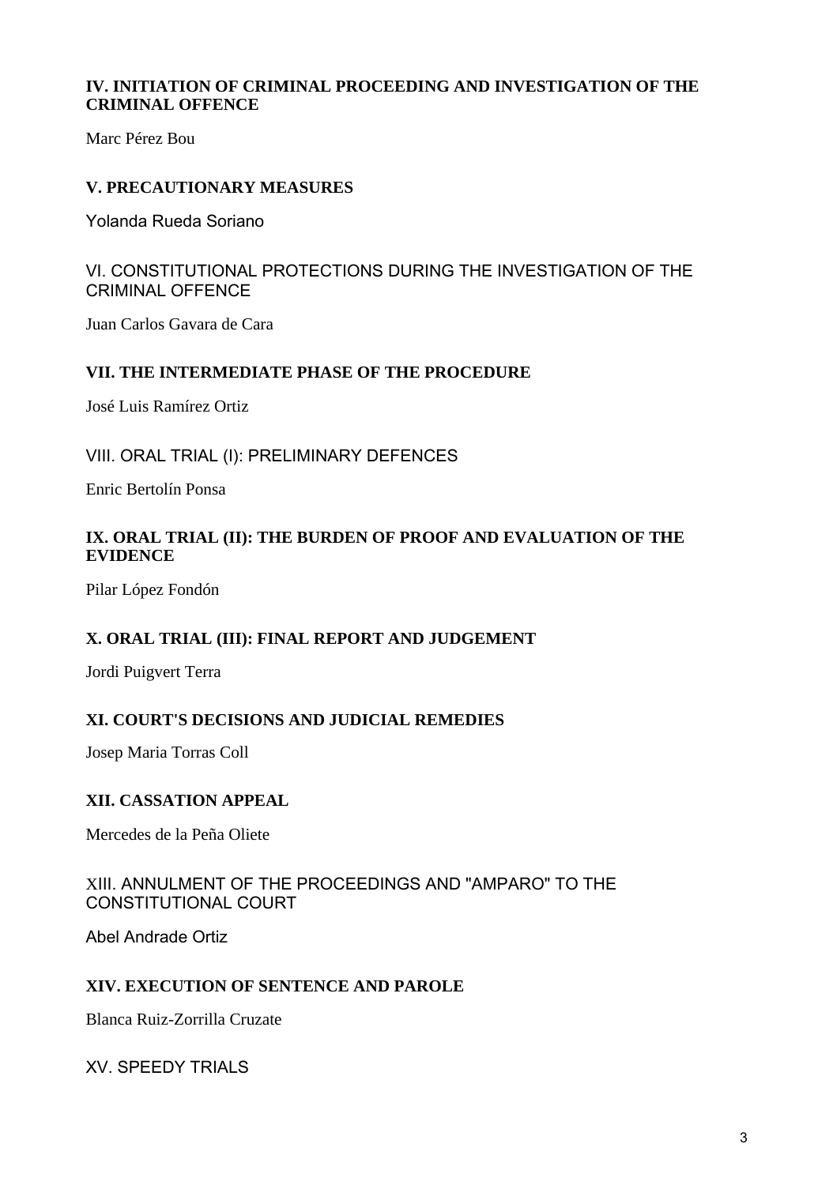**IV. INITIATION OF CRIMINAL PROCEEDING AND INVESTIGATION OF THE CRIMINAL OFFENCE**

Marc Pérez Bou

**V. PRECAUTIONARY MEASURES**

Yolanda Rueda Soriano

VI. CONSTITUTIONAL PROTECTIONS DURING THE INVESTIGATION OF THE CRIMINAL OFFENCE

Juan Carlos Gavara de Cara

**VII. THE INTERMEDIATE PHASE OF THE PROCEDURE**

José Luis Ramírez Ortiz

VIII. ORAL TRIAL (I): PRELIMINARY DEFENCES

Enric Bertolín Ponsa

**IX. ORAL TRIAL (II): THE BURDEN OF PROOF AND EVALUATION OF THE EVIDENCE**

Pilar López Fondón

**X. ORAL TRIAL (III): FINAL REPORT AND JUDGEMENT**

Jordi Puigvert Terra

**XI. COURT'S DECISIONS AND JUDICIAL REMEDIES**

Josep Maria Torras Coll

**XII. CASSATION APPEAL**

Mercedes de la Peña Oliete

XIII. ANNULMENT OF THE PROCEEDINGS AND "AMPARO" TO THE CONSTITUTIONAL COURT

Abel Andrade Ortiz

**XIV. EXECUTION OF SENTENCE AND PAROLE**

Blanca Ruiz-Zorrilla Cruzate

XV. SPEEDY TRIALS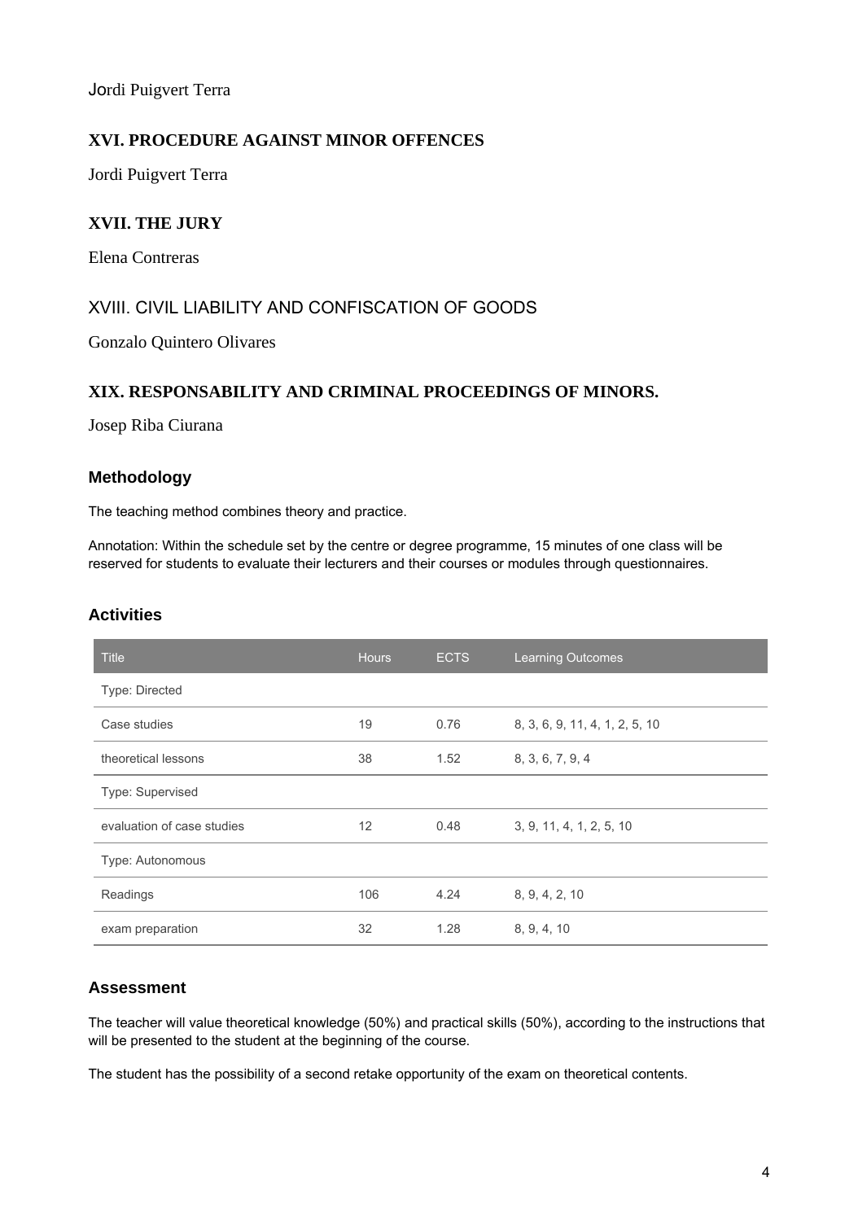Jordi Puigvert Terra

### XVI. PROCEDURE AGAINST MINOR OFFENCES

Jordi Puigvert Terra

### XVII. THE JURY

Elena Contreras

### XVIII. CIVIL LIABILITY AND CONFISCATION OF GOODS

Gonzalo Quintero Olivares

### XIX. RESPONSABILITY AND CRIMINAL PROCEEDINGS OF MINORS.

Josep Riba Ciurana

## Methodology

The teaching method combines theory and practice.

Annotation: Within the schedule set by the centre or degree programme, 15 minutes of one class will be reserved for students to evaluate their lecturers and their courses or modules through questionnaires.

## Activities

| Title | Hours | ECTS | Learning Outcomes |
|---|---|---|---|
| Type: Directed | | | |
| Case studies | 19 | 0.76 | 8, 3, 6, 9, 11, 4, 1, 2, 5, 10 |
| theoretical lessons | 38 | 1.52 | 8, 3, 6, 7, 9, 4 |
| Type: Supervised | | | |
| evaluation of case studies | 12 | 0.48 | 3, 9, 11, 4, 1, 2, 5, 10 |
| Type: Autonomous | | | |
| Readings | 106 | 4.24 | 8, 9, 4, 2, 10 |
| exam preparation | 32 | 1.28 | 8, 9, 4, 10 |

## Assessment

The teacher will value theoretical knowledge (50%) and practical skills (50%), according to the instructions that will be presented to the student at the beginning of the course.

The student has the possibility of a second retake opportunity of the exam on theoretical contents.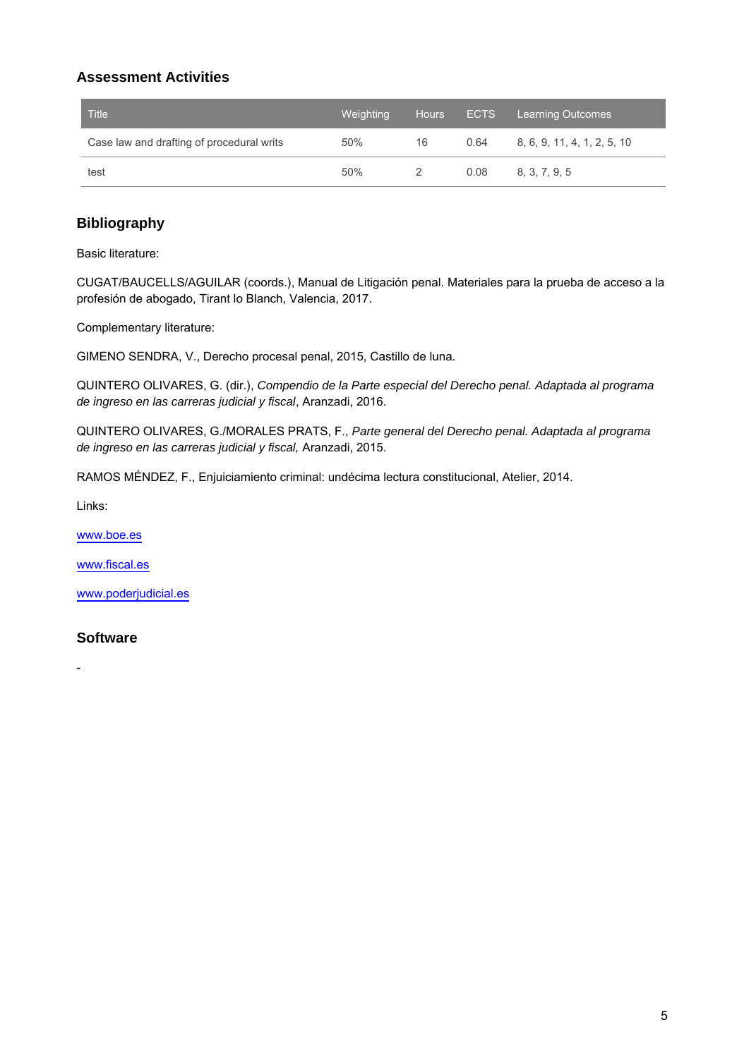## Assessment Activities

| Title | Weighting | Hours | ECTS | Learning Outcomes |
|---|---|---|---|---|
| Case law and drafting of procedural writs | 50% | 16 | 0.64 | 8, 6, 9, 11, 4, 1, 2, 5, 10 |
| test | 50% | 2 | 0.08 | 8, 3, 7, 9, 5 |

## Bibliography

Basic literature:

CUGAT/BAUCELLS/AGUILAR (coords.), Manual de Litigación penal. Materiales para la prueba de acceso a la profesión de abogado, Tirant lo Blanch, Valencia, 2017.

Complementary literature:

GIMENO SENDRA, V., Derecho procesal penal, 2015, Castillo de luna.

QUINTERO OLIVARES, G. (dir.), *Compendio de la Parte especial del Derecho penal. Adaptada al programa de ingreso en las carreras judicial y fiscal*, Aranzadi, 2016.

QUINTERO OLIVARES, G./MORALES PRATS, F., *Parte general del Derecho penal. Adaptada al programa de ingreso en las carreras judicial y fiscal,* Aranzadi, 2015.

RAMOS MÉNDEZ, F., Enjuiciamiento criminal: undécima lectura constitucional, Atelier, 2014.

Links:

www.boe.es

www.fiscal.es

www.poderjudicial.es

## Software

-